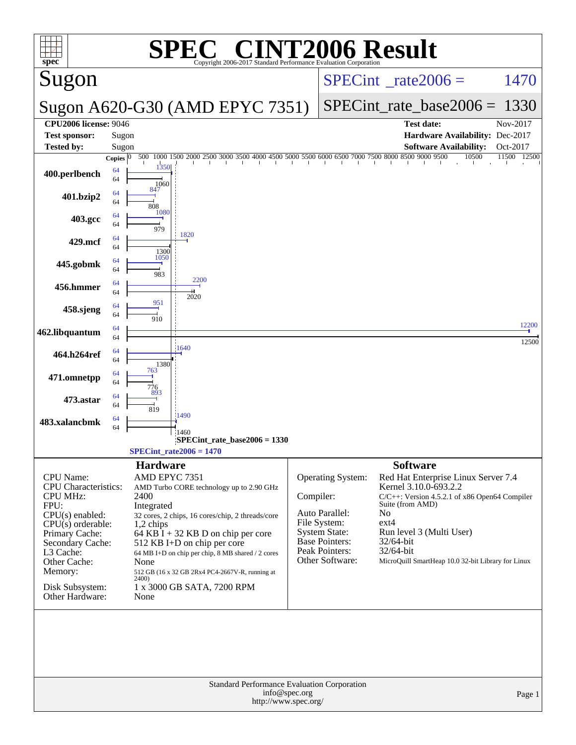# SPEC® CINT2006 Result

Copyright 2006-2017 Standard Performance Evaluation Corporation

## Sugon

**Sugon A620-G30 (AMD EPYC 7351)**

SPECint_rate2006 = 1470

SPECint_rate_base2006 = 1330

| | | | |
|---|---|---|---|
| **CPU2006 license:** 9046 | | **Test date:** | Nov-2017 |
| **Test sponsor:** | Sugon | **Hardware Availability:** | Dec-2017 |
| **Tested by:** | Sugon | **Software Availability:** | Oct-2017 |

| Benchmark | Copies (peak) | Copies (base) | Peak | Base |
|---|---|---|---|---|
| 400.perlbench | 64 | 64 | 1350 | 1060 |
| 401.bzip2 | 64 | 64 | 847 | 808 |
| 403.gcc | 64 | 64 | 1080 | 979 |
| 429.mcf | 64 | 64 | 1820 | 1300 |
| 445.gobmk | 64 | 64 | 1050 | 983 |
| 456.hmmer | 64 | 64 | 2200 | 2020 |
| 458.sjeng | 64 | 64 | 951 | 910 |
| 462.libquantum | 64 | 64 | 12200 | 12500 |
| 464.h264ref | 64 | 64 | 1640 | 1380 |
| 471.omnetpp | 64 | 64 | 763 | 776 |
| 473.astar | 64 | 64 | 893 | 819 |
| 483.xalancbmk | 64 | 64 | 1490 | 1460 |

SPECint_rate_base2006 = 1330

SPECint_rate2006 = 1470

## Hardware

| | |
|---|---|
| CPU Name: | AMD EPYC 7351 |
| CPU Characteristics: | AMD Turbo CORE technology up to 2.90 GHz |
| CPU MHz: | 2400 |
| FPU: | Integrated |
| CPU(s) enabled: | 32 cores, 2 chips, 16 cores/chip, 2 threads/core |
| CPU(s) orderable: | 1,2 chips |
| Primary Cache: | 64 KB I + 32 KB D on chip per core |
| Secondary Cache: | 512 KB I+D on chip per core |
| L3 Cache: | 64 MB I+D on chip per chip, 8 MB shared / 2 cores |
| Other Cache: | None |
| Memory: | 512 GB (16 x 32 GB 2Rx4 PC4-2667V-R, running at 2400) |
| Disk Subsystem: | 1 x 3000 GB SATA, 7200 RPM |
| Other Hardware: | None |

## Software

| | |
|---|---|
| Operating System: | Red Hat Enterprise Linux Server 7.4 Kernel 3.10.0-693.2.2 |
| Compiler: | C/C++: Version 4.5.2.1 of x86 Open64 Compiler Suite (from AMD) |
| Auto Parallel: | No |
| File System: | ext4 |
| System State: | Run level 3 (Multi User) |
| Base Pointers: | 32/64-bit |
| Peak Pointers: | 32/64-bit |
| Other Software: | MicroQuill SmartHeap 10.0 32-bit Library for Linux |

Standard Performance Evaluation Corporation
info@spec.org
http://www.spec.org/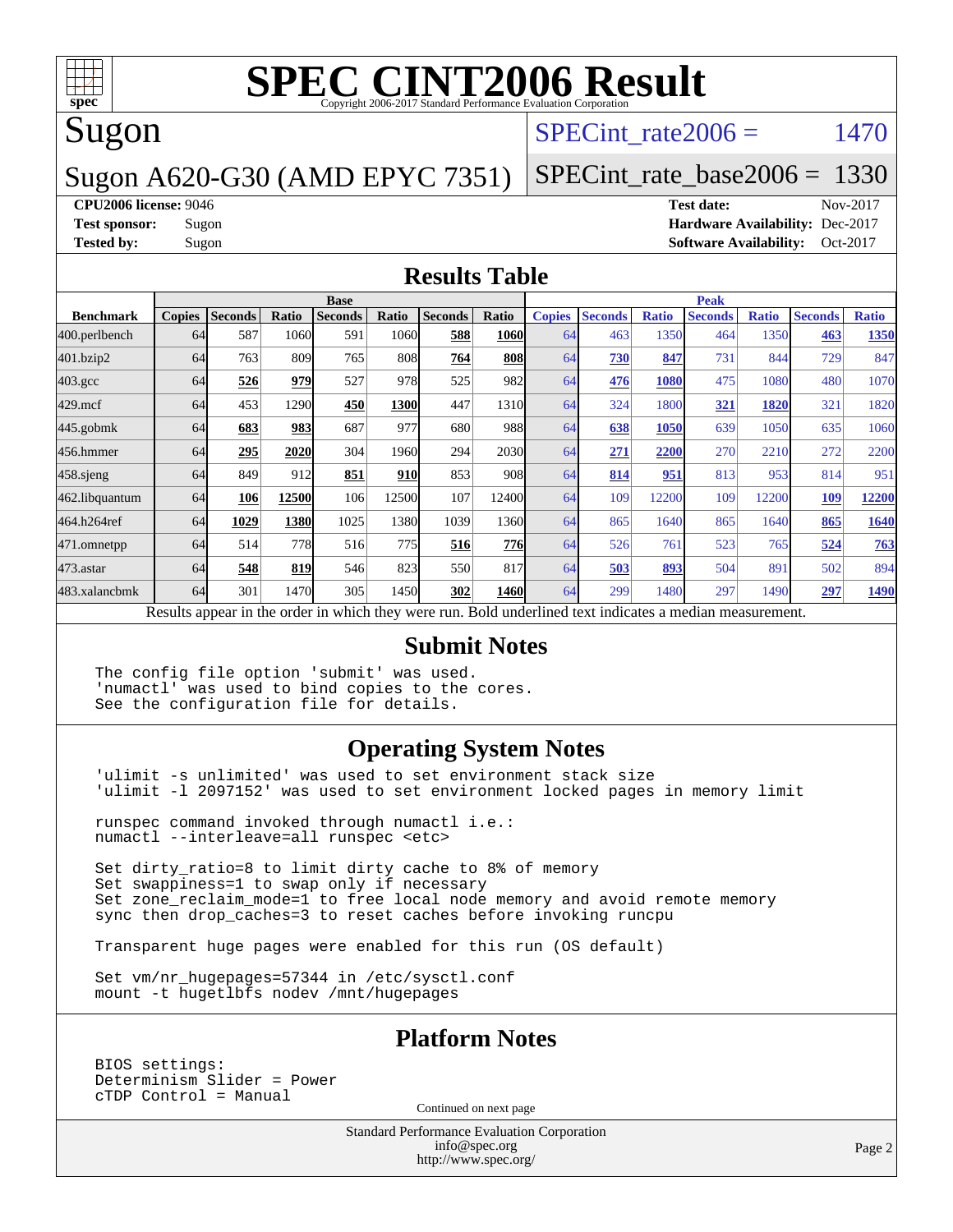# SPEC CINT2006 Result

Copyright 2006-2017 Standard Performance Evaluation Corporation

## Sugon

Sugon A620-G30 (AMD EPYC 7351)

SPECint_rate2006 = 1470

SPECint_rate_base2006 = 1330

**CPU2006 license:** 9046
**Test sponsor:** Sugon
**Tested by:** Sugon

**Test date:** Nov-2017
**Hardware Availability:** Dec-2017
**Software Availability:** Oct-2017

## Results Table

| Benchmark | Base | | | | | | | Peak | | | | | | |
|---|---|---|---|---|---|---|---|---|---|---|---|---|---|---|
| | Copies | Seconds | Ratio | Seconds | Ratio | Seconds | Ratio | Copies | Seconds | Ratio | Seconds | Ratio | Seconds | Ratio |
| 400.perlbench | 64 | 587 | 1060 | 591 | 1060 | **588** | **1060** | 64 | 463 | 1350 | 464 | 1350 | **463** | **1350** |
| 401.bzip2 | 64 | 763 | 809 | 765 | 808 | **764** | **808** | 64 | **730** | **847** | 731 | 844 | 729 | 847 |
| 403.gcc | 64 | **526** | **979** | 527 | 978 | 525 | 982 | 64 | **476** | **1080** | 475 | 1080 | 480 | 1070 |
| 429.mcf | 64 | 453 | 1290 | **450** | **1300** | 447 | 1310 | 64 | 324 | 1800 | **321** | **1820** | 321 | 1820 |
| 445.gobmk | 64 | **683** | **983** | 687 | 977 | 680 | 988 | 64 | **638** | **1050** | 639 | 1050 | 635 | 1060 |
| 456.hmmer | 64 | **295** | **2020** | 304 | 1960 | 294 | 2030 | 64 | **271** | **2200** | 270 | 2210 | 272 | 2200 |
| 458.sjeng | 64 | 849 | 912 | **851** | **910** | 853 | 908 | 64 | **814** | **951** | 813 | 953 | 814 | 951 |
| 462.libquantum | 64 | **106** | **12500** | 106 | 12500 | 107 | 12400 | 64 | 109 | 12200 | 109 | 12200 | **109** | **12200** |
| 464.h264ref | 64 | **1029** | **1380** | 1025 | 1380 | 1039 | 1360 | 64 | 865 | 1640 | 865 | 1640 | **865** | **1640** |
| 471.omnetpp | 64 | 514 | 778 | 516 | 775 | **516** | **776** | 64 | 526 | 761 | 523 | 765 | **524** | **763** |
| 473.astar | 64 | **548** | **819** | 546 | 823 | 550 | 817 | 64 | **503** | **893** | 504 | 891 | 502 | 894 |
| 483.xalancbmk | 64 | 301 | 1470 | 305 | 1450 | **302** | **1460** | 64 | 299 | 1480 | 297 | 1490 | **297** | **1490** |

Results appear in the order in which they were run. Bold underlined text indicates a median measurement.

## Submit Notes

```
The config file option 'submit' was used.
'numactl' was used to bind copies to the cores.
See the configuration file for details.
```

## Operating System Notes

```
'ulimit -s unlimited' was used to set environment stack size
'ulimit -l 2097152' was used to set environment locked pages in memory limit

runspec command invoked through numactl i.e.:
numactl --interleave=all runspec <etc>

Set dirty_ratio=8 to limit dirty cache to 8% of memory
Set swappiness=1 to swap only if necessary
Set zone_reclaim_mode=1 to free local node memory and avoid remote memory
sync then drop_caches=3 to reset caches before invoking runcpu

Transparent huge pages were enabled for this run (OS default)

Set vm/nr_hugepages=57344 in /etc/sysctl.conf
mount -t hugetlbfs nodev /mnt/hugepages
```

## Platform Notes

```
BIOS settings:
Determinism Slider = Power
cTDP Control = Manual
```

Continued on next page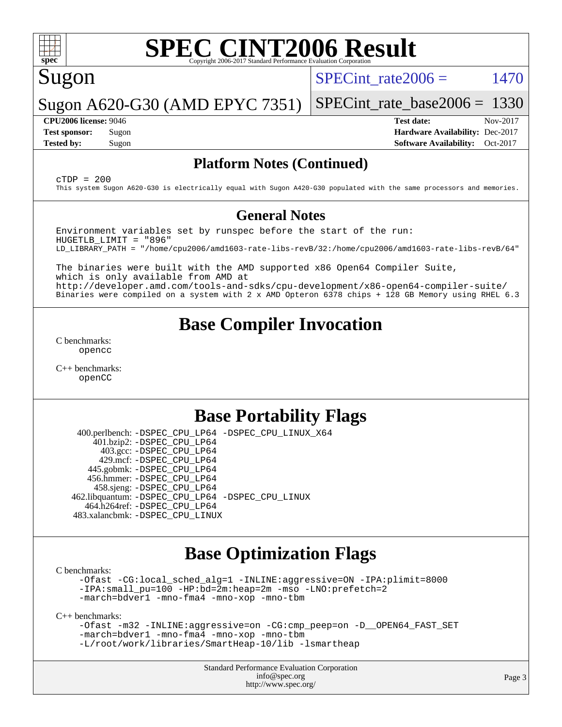# SPEC CINT2006 Result

Copyright 2006-2017 Standard Performance Evaluation Corporation

## Sugon

Sugon A620-G30 (AMD EPYC 7351)

SPECint_rate2006 = 1470

SPECint_rate_base2006 = 1330

| | | | |
|---|---|---|---|
| **CPU2006 license:** | 9046 | **Test date:** | Nov-2017 |
| **Test sponsor:** | Sugon | **Hardware Availability:** | Dec-2017 |
| **Tested by:** | Sugon | **Software Availability:** | Oct-2017 |

## Platform Notes (Continued)

```
cTDP = 200
This system Sugon A620-G30 is electrically equal with Sugon A420-G30 populated with the same processors and memories.
```

## General Notes

```
Environment variables set by runspec before the start of the run:
HUGETLB_LIMIT = "896"
LD_LIBRARY_PATH = "/home/cpu2006/amd1603-rate-libs-revB/32:/home/cpu2006/amd1603-rate-libs-revB/64"

The binaries were built with the AMD supported x86 Open64 Compiler Suite,
which is only available from AMD at
http://developer.amd.com/tools-and-sdks/cpu-development/x86-open64-compiler-suite/
Binaries were compiled on a system with 2 x AMD Opteron 6378 chips + 128 GB Memory using RHEL 6.3
```

## Base Compiler Invocation

C benchmarks:
opencc

C++ benchmarks:
openCC

## Base Portability Flags

400.perlbench: -DSPEC_CPU_LP64 -DSPEC_CPU_LINUX_X64
401.bzip2: -DSPEC_CPU_LP64
403.gcc: -DSPEC_CPU_LP64
429.mcf: -DSPEC_CPU_LP64
445.gobmk: -DSPEC_CPU_LP64
456.hmmer: -DSPEC_CPU_LP64
458.sjeng: -DSPEC_CPU_LP64
462.libquantum: -DSPEC_CPU_LP64 -DSPEC_CPU_LINUX
464.h264ref: -DSPEC_CPU_LP64
483.xalancbmk: -DSPEC_CPU_LINUX

## Base Optimization Flags

C benchmarks:
-Ofast -CG:local_sched_alg=1 -INLINE:aggressive=ON -IPA:plimit=8000 -IPA:small_pu=100 -HP:bd=2m:heap=2m -mso -LNO:prefetch=2 -march=bdver1 -mno-fma4 -mno-xop -mno-tbm

C++ benchmarks:
-Ofast -m32 -INLINE:aggressive=on -CG:cmp_peep=on -D__OPEN64_FAST_SET -march=bdver1 -mno-fma4 -mno-xop -mno-tbm -L/root/work/libraries/SmartHeap-10/lib -lsmartheap

Standard Performance Evaluation Corporation
info@spec.org
http://www.spec.org/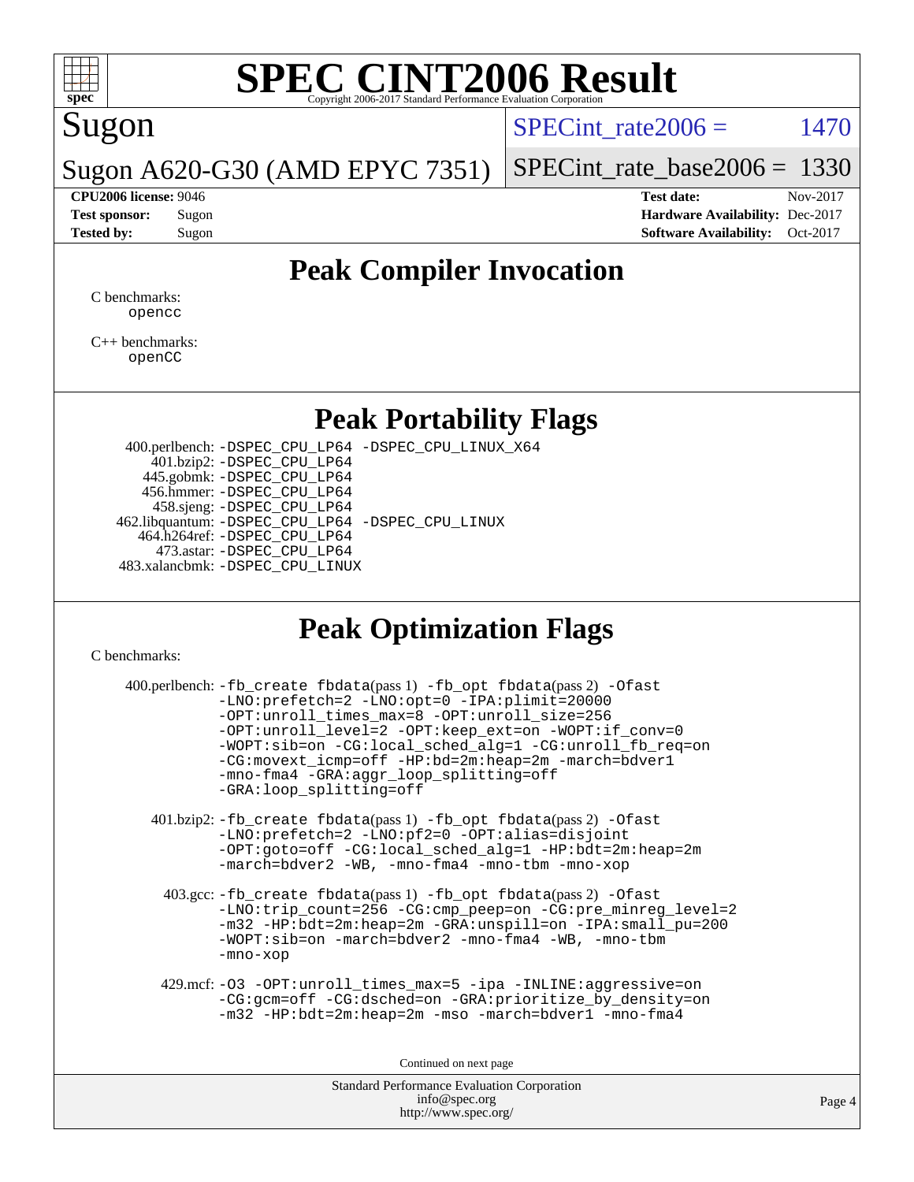# SPEC CINT2006 Result

Copyright 2006-2017 Standard Performance Evaluation Corporation

## Sugon

**Sugon A620-G30 (AMD EPYC 7351)**

SPECint_rate2006 = 1470

SPECint_rate_base2006 = 1330

**CPU2006 license:** 9046
**Test sponsor:** Sugon
**Tested by:** Sugon

**Test date:** Nov-2017
**Hardware Availability:** Dec-2017
**Software Availability:** Oct-2017

## Peak Compiler Invocation

C benchmarks:
opencc

C++ benchmarks:
openCC

## Peak Portability Flags

400.perlbench: -DSPEC_CPU_LP64 -DSPEC_CPU_LINUX_X64
401.bzip2: -DSPEC_CPU_LP64
445.gobmk: -DSPEC_CPU_LP64
456.hmmer: -DSPEC_CPU_LP64
458.sjeng: -DSPEC_CPU_LP64
462.libquantum: -DSPEC_CPU_LP64 -DSPEC_CPU_LINUX
464.h264ref: -DSPEC_CPU_LP64
473.astar: -DSPEC_CPU_LP64
483.xalancbmk: -DSPEC_CPU_LINUX

## Peak Optimization Flags

C benchmarks:

400.perlbench: -fb_create fbdata(pass 1) -fb_opt fbdata(pass 2) -Ofast -LNO:prefetch=2 -LNO:opt=0 -IPA:plimit=20000 -OPT:unroll_times_max=8 -OPT:unroll_size=256 -OPT:unroll_level=2 -OPT:keep_ext=on -WOPT:if_conv=0 -WOPT:sib=on -CG:local_sched_alg=1 -CG:unroll_fb_req=on -CG:movext_icmp=off -HP:bd=2m:heap=2m -march=bdver1 -mno-fma4 -GRA:aggr_loop_splitting=off -GRA:loop_splitting=off

401.bzip2: -fb_create fbdata(pass 1) -fb_opt fbdata(pass 2) -Ofast -LNO:prefetch=2 -LNO:pf2=0 -OPT:alias=disjoint -OPT:goto=off -CG:local_sched_alg=1 -HP:bdt=2m:heap=2m -march=bdver2 -WB, -mno-fma4 -mno-tbm -mno-xop

403.gcc: -fb_create fbdata(pass 1) -fb_opt fbdata(pass 2) -Ofast -LNO:trip_count=256 -CG:cmp_peep=on -CG:pre_minreg_level=2 -m32 -HP:bdt=2m:heap=2m -GRA:unspill=on -IPA:small_pu=200 -WOPT:sib=on -march=bdver2 -mno-fma4 -WB, -mno-tbm -mno-xop

429.mcf: -O3 -OPT:unroll_times_max=5 -ipa -INLINE:aggressive=on -CG:gcm=off -CG:dsched=on -GRA:prioritize_by_density=on -m32 -HP:bdt=2m:heap=2m -mso -march=bdver1 -mno-fma4

Continued on next page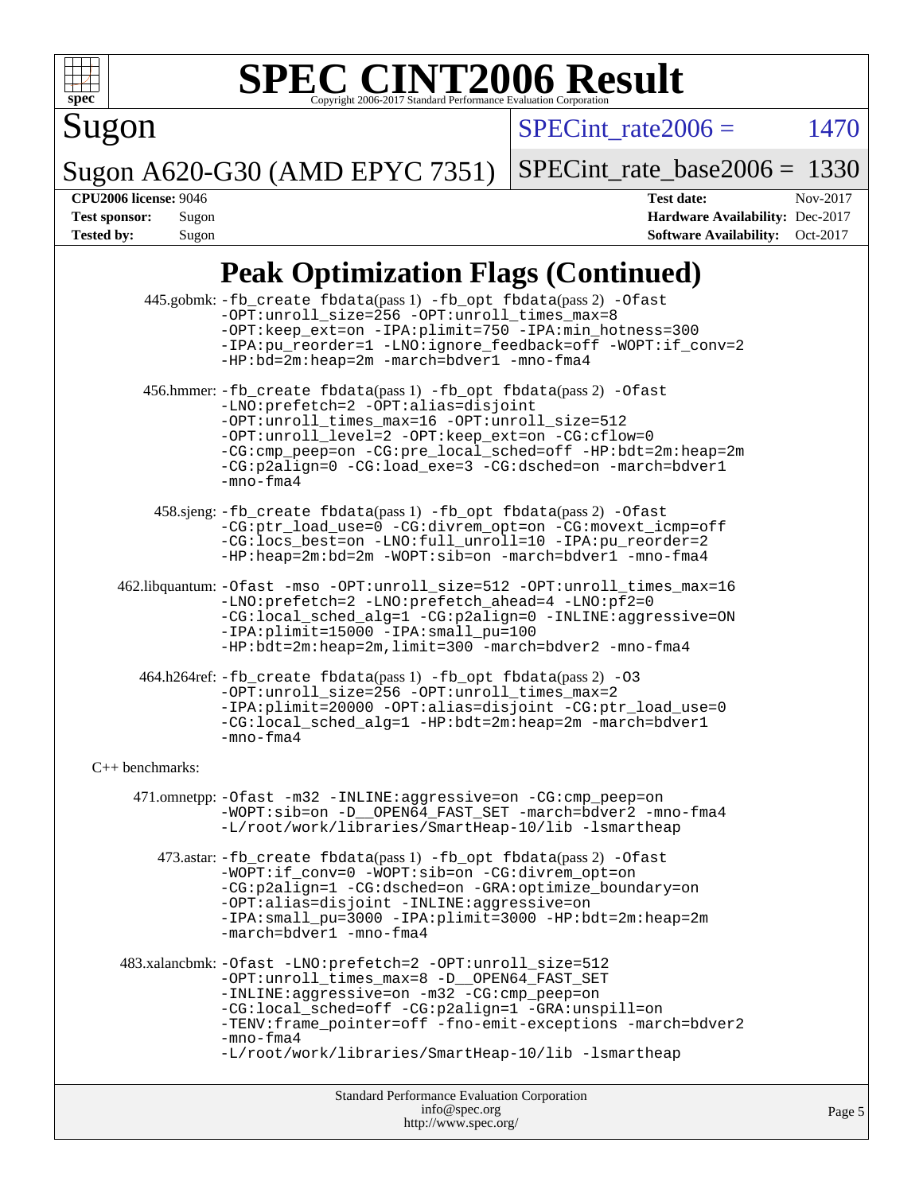# SPEC CINT2006 Result

Copyright 2006-2017 Standard Performance Evaluation Corporation

**Sugon**

**Sugon A620-G30 (AMD EPYC 7351)**

SPECint_rate2006 = 1470

SPECint_rate_base2006 = 1330

| | | | |
|---|---|---|---|
| **CPU2006 license:** 9046 | | **Test date:** | Nov-2017 |
| **Test sponsor:** | Sugon | **Hardware Availability:** | Dec-2017 |
| **Tested by:** | Sugon | **Software Availability:** | Oct-2017 |

## Peak Optimization Flags (Continued)

445.gobmk: -fb_create fbdata(pass 1) -fb_opt fbdata(pass 2) -Ofast -OPT:unroll_size=256 -OPT:unroll_times_max=8 -OPT:keep_ext=on -IPA:plimit=750 -IPA:min_hotness=300 -IPA:pu_reorder=1 -LNO:ignore_feedback=off -WOPT:if_conv=2 -HP:bd=2m:heap=2m -march=bdver1 -mno-fma4

456.hmmer: -fb_create fbdata(pass 1) -fb_opt fbdata(pass 2) -Ofast -LNO:prefetch=2 -OPT:alias=disjoint -OPT:unroll_times_max=16 -OPT:unroll_size=512 -OPT:unroll_level=2 -OPT:keep_ext=on -CG:cflow=0 -CG:cmp_peep=on -CG:pre_local_sched=off -HP:bdt=2m:heap=2m -CG:p2align=0 -CG:load_exe=3 -CG:dsched=on -march=bdver1 -mno-fma4

458.sjeng: -fb_create fbdata(pass 1) -fb_opt fbdata(pass 2) -Ofast -CG:ptr_load_use=0 -CG:divrem_opt=on -CG:movext_icmp=off -CG:locs_best=on -LNO:full_unroll=10 -IPA:pu_reorder=2 -HP:heap=2m:bd=2m -WOPT:sib=on -march=bdver1 -mno-fma4

462.libquantum: -Ofast -mso -OPT:unroll_size=512 -OPT:unroll_times_max=16 -LNO:prefetch=2 -LNO:prefetch_ahead=4 -LNO:pf2=0 -CG:local_sched_alg=1 -CG:p2align=0 -INLINE:aggressive=ON -IPA:plimit=15000 -IPA:small_pu=100 -HP:bdt=2m:heap=2m,limit=300 -march=bdver2 -mno-fma4

464.h264ref: -fb_create fbdata(pass 1) -fb_opt fbdata(pass 2) -O3 -OPT:unroll_size=256 -OPT:unroll_times_max=2 -IPA:plimit=20000 -OPT:alias=disjoint -CG:ptr_load_use=0 -CG:local_sched_alg=1 -HP:bdt=2m:heap=2m -march=bdver1 -mno-fma4

C++ benchmarks:

471.omnetpp: -Ofast -m32 -INLINE:aggressive=on -CG:cmp_peep=on -WOPT:sib=on -D__OPEN64_FAST_SET -march=bdver2 -mno-fma4 -L/root/work/libraries/SmartHeap-10/lib -lsmartheap

473.astar: -fb_create fbdata(pass 1) -fb_opt fbdata(pass 2) -Ofast -WOPT:if_conv=0 -WOPT:sib=on -CG:divrem_opt=on -CG:p2align=1 -CG:dsched=on -GRA:optimize_boundary=on -OPT:alias=disjoint -INLINE:aggressive=on -IPA:small_pu=3000 -IPA:plimit=3000 -HP:bdt=2m:heap=2m -march=bdver1 -mno-fma4

483.xalancbmk: -Ofast -LNO:prefetch=2 -OPT:unroll_size=512 -OPT:unroll_times_max=8 -D__OPEN64_FAST_SET -INLINE:aggressive=on -m32 -CG:cmp_peep=on -CG:local_sched=off -CG:p2align=1 -GRA:unspill=on -TENV:frame_pointer=off -fno-emit-exceptions -march=bdver2 -mno-fma4 -L/root/work/libraries/SmartHeap-10/lib -lsmartheap

Standard Performance Evaluation Corporation
info@spec.org
http://www.spec.org/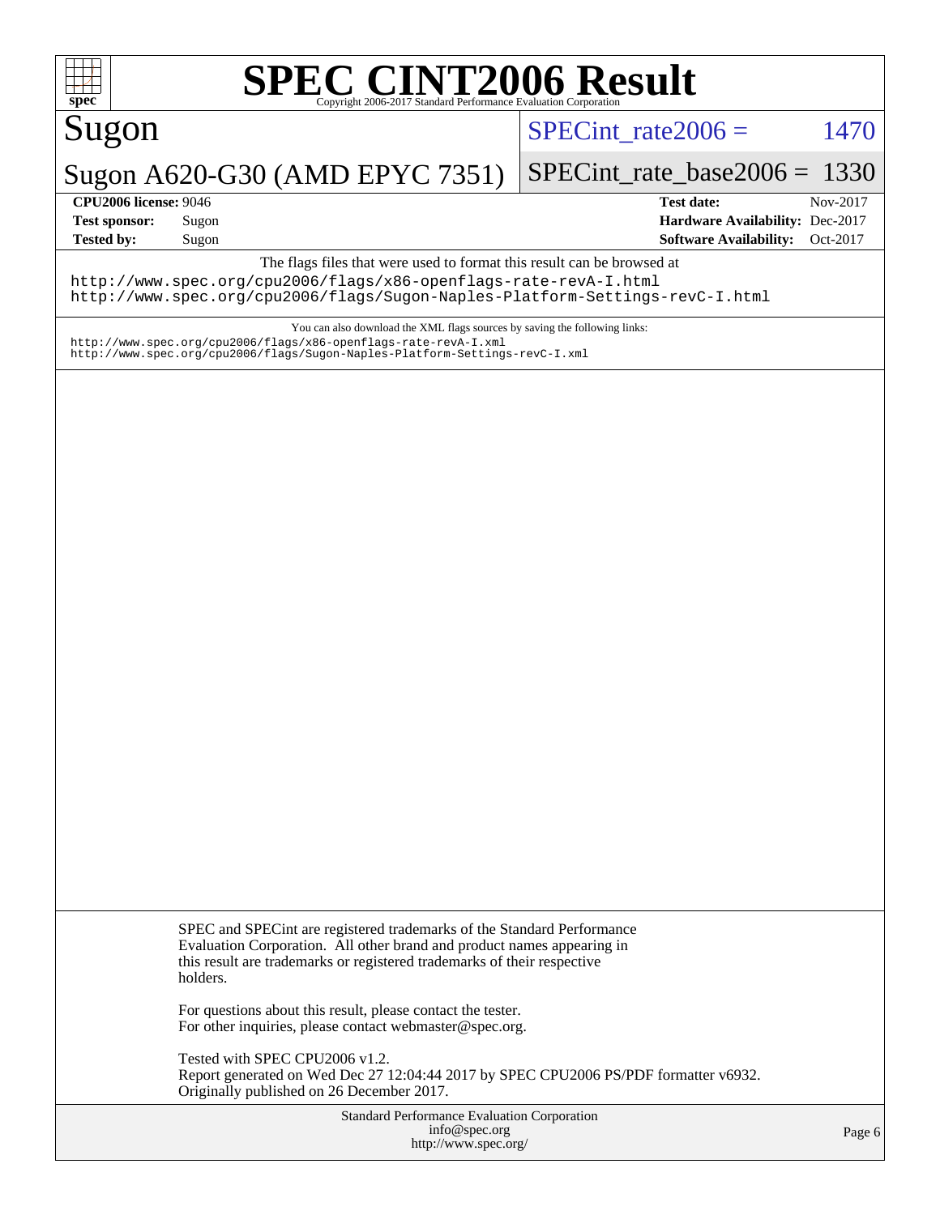The flags files that were used to format this result can be browsed at

http://www.spec.org/cpu2006/flags/x86-openflags-rate-revA-I.html
http://www.spec.org/cpu2006/flags/Sugon-Naples-Platform-Settings-revC-I.html

You can also download the XML flags sources by saving the following links:

http://www.spec.org/cpu2006/flags/x86-openflags-rate-revA-I.xml
http://www.spec.org/cpu2006/flags/Sugon-Naples-Platform-Settings-revC-I.xml

SPEC and SPECint are registered trademarks of the Standard Performance Evaluation Corporation. All other brand and product names appearing in this result are trademarks or registered trademarks of their respective holders.

For questions about this result, please contact the tester.
For other inquiries, please contact webmaster@spec.org.

Tested with SPEC CPU2006 v1.2.
Report generated on Wed Dec 27 12:04:44 2017 by SPEC CPU2006 PS/PDF formatter v6932.
Originally published on 26 December 2017.